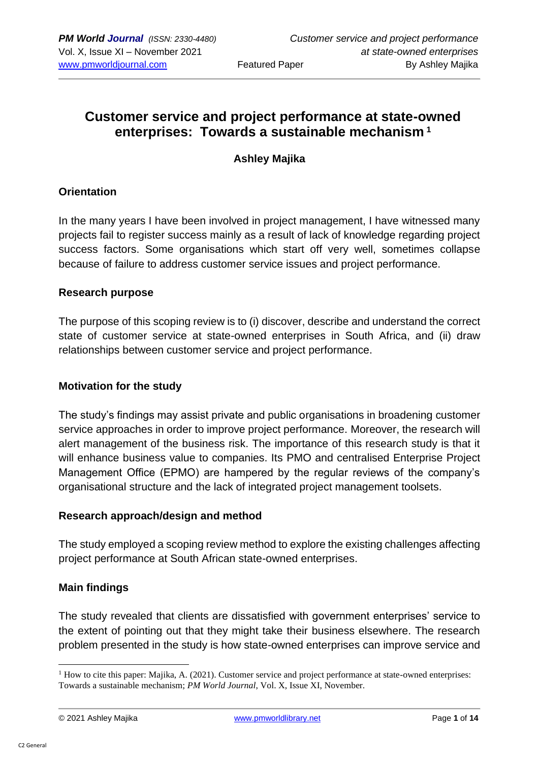# Customer service and project performance at state-owned enterprises: Towards a sustainable mechanism [1]

**Ashley Majika**

## Orientation

In the many years I have been involved in project management, I have witnessed many projects fail to register success mainly as a result of lack of knowledge regarding project success factors. Some organisations which start off very well, sometimes collapse because of failure to address customer service issues and project performance.

## Research purpose

The purpose of this scoping review is to (i) discover, describe and understand the correct state of customer service at state-owned enterprises in South Africa, and (ii) draw relationships between customer service and project performance.

## Motivation for the study

The study's findings may assist private and public organisations in broadening customer service approaches in order to improve project performance. Moreover, the research will alert management of the business risk. The importance of this research study is that it will enhance business value to companies. Its PMO and centralised Enterprise Project Management Office (EPMO) are hampered by the regular reviews of the company's organisational structure and the lack of integrated project management toolsets.

## Research approach/design and method

The study employed a scoping review method to explore the existing challenges affecting project performance at South African state-owned enterprises.

## Main findings

The study revealed that clients are dissatisfied with government enterprises' service to the extent of pointing out that they might take their business elsewhere. The research problem presented in the study is how state-owned enterprises can improve service and

---

[1] How to cite this paper: Majika, A. (2021). Customer service and project performance at state-owned enterprises: Towards a sustainable mechanism; *PM World Journal*, Vol. X, Issue XI, November.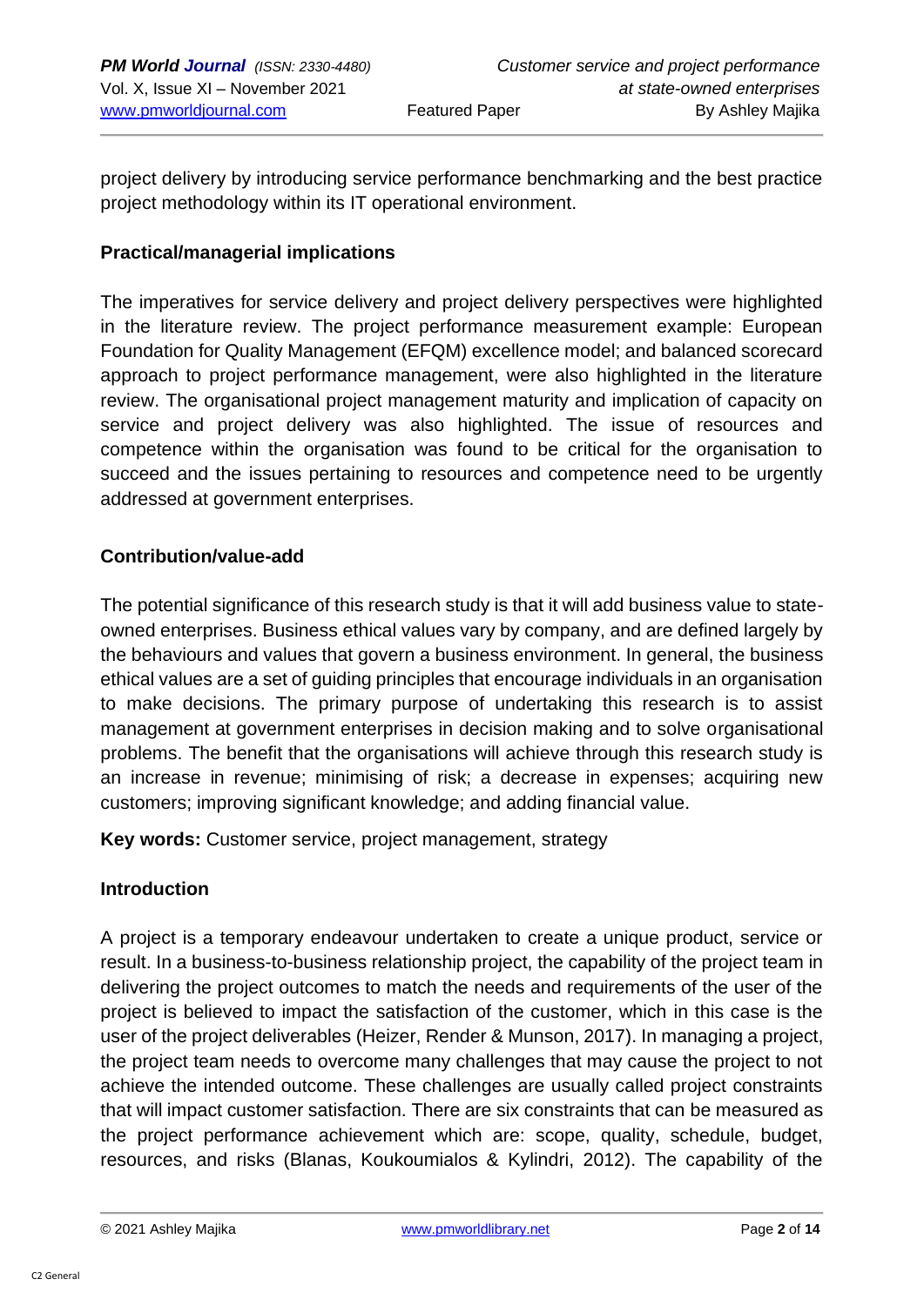project delivery by introducing service performance benchmarking and the best practice project methodology within its IT operational environment.

**Practical/managerial implications**

The imperatives for service delivery and project delivery perspectives were highlighted in the literature review. The project performance measurement example: European Foundation for Quality Management (EFQM) excellence model; and balanced scorecard approach to project performance management, were also highlighted in the literature review. The organisational project management maturity and implication of capacity on service and project delivery was also highlighted. The issue of resources and competence within the organisation was found to be critical for the organisation to succeed and the issues pertaining to resources and competence need to be urgently addressed at government enterprises.

**Contribution/value-add**

The potential significance of this research study is that it will add business value to state-owned enterprises. Business ethical values vary by company, and are defined largely by the behaviours and values that govern a business environment. In general, the business ethical values are a set of guiding principles that encourage individuals in an organisation to make decisions. The primary purpose of undertaking this research is to assist management at government enterprises in decision making and to solve organisational problems. The benefit that the organisations will achieve through this research study is an increase in revenue; minimising of risk; a decrease in expenses; acquiring new customers; improving significant knowledge; and adding financial value.

**Key words:** Customer service, project management, strategy

## Introduction

A project is a temporary endeavour undertaken to create a unique product, service or result. In a business-to-business relationship project, the capability of the project team in delivering the project outcomes to match the needs and requirements of the user of the project is believed to impact the satisfaction of the customer, which in this case is the user of the project deliverables (Heizer, Render & Munson, 2017). In managing a project, the project team needs to overcome many challenges that may cause the project to not achieve the intended outcome. These challenges are usually called project constraints that will impact customer satisfaction. There are six constraints that can be measured as the project performance achievement which are: scope, quality, schedule, budget, resources, and risks (Blanas, Koukoumialos & Kylindri, 2012). The capability of the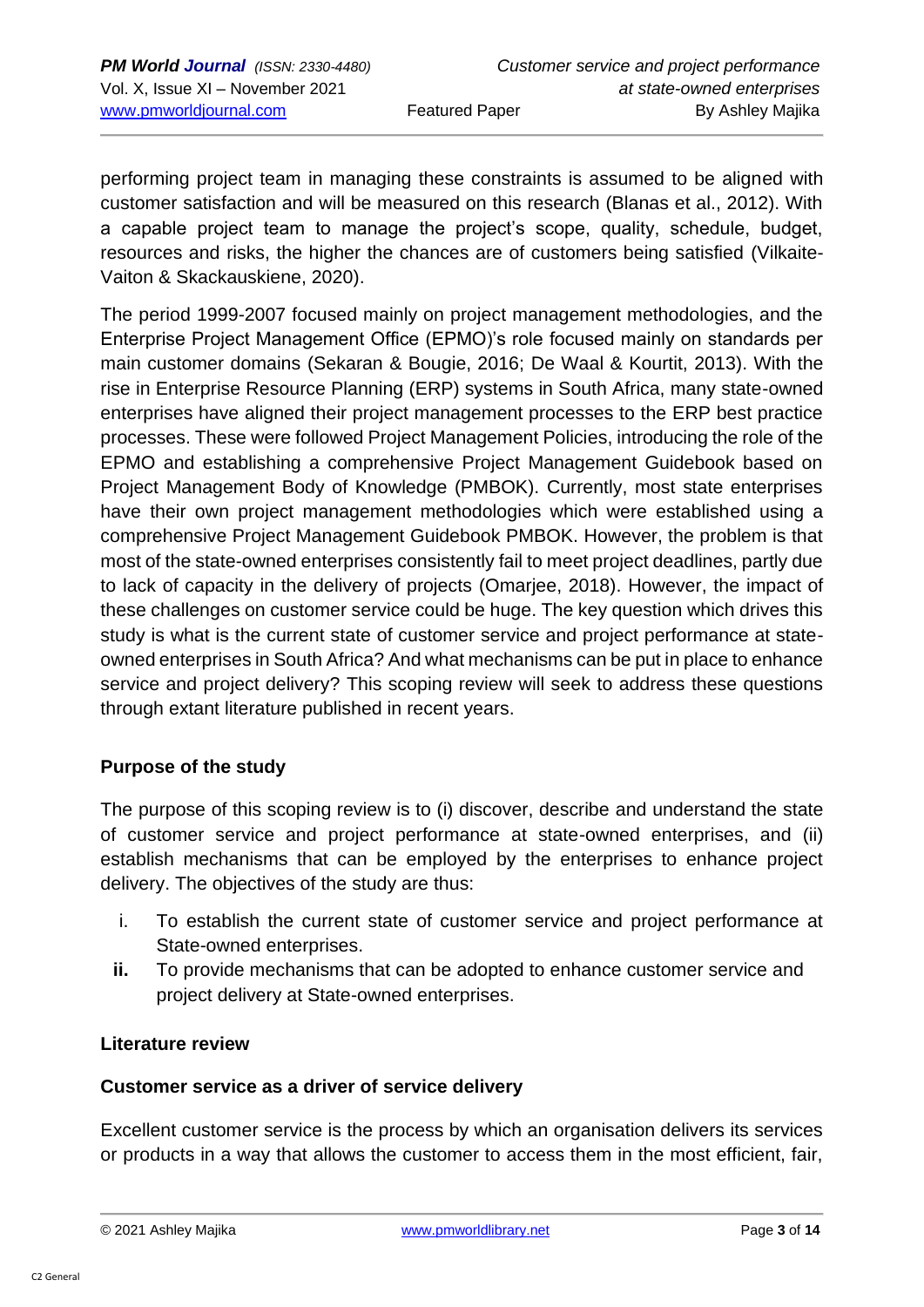performing project team in managing these constraints is assumed to be aligned with customer satisfaction and will be measured on this research (Blanas et al., 2012). With a capable project team to manage the project's scope, quality, schedule, budget, resources and risks, the higher the chances are of customers being satisfied (Vilkaite-Vaiton & Skackauskiene, 2020).

The period 1999-2007 focused mainly on project management methodologies, and the Enterprise Project Management Office (EPMO)'s role focused mainly on standards per main customer domains (Sekaran & Bougie, 2016; De Waal & Kourtit, 2013). With the rise in Enterprise Resource Planning (ERP) systems in South Africa, many state-owned enterprises have aligned their project management processes to the ERP best practice processes. These were followed Project Management Policies, introducing the role of the EPMO and establishing a comprehensive Project Management Guidebook based on Project Management Body of Knowledge (PMBOK). Currently, most state enterprises have their own project management methodologies which were established using a comprehensive Project Management Guidebook PMBOK. However, the problem is that most of the state-owned enterprises consistently fail to meet project deadlines, partly due to lack of capacity in the delivery of projects (Omarjee, 2018). However, the impact of these challenges on customer service could be huge. The key question which drives this study is what is the current state of customer service and project performance at state-owned enterprises in South Africa? And what mechanisms can be put in place to enhance service and project delivery? This scoping review will seek to address these questions through extant literature published in recent years.

## Purpose of the study

The purpose of this scoping review is to (i) discover, describe and understand the state of customer service and project performance at state-owned enterprises, and (ii) establish mechanisms that can be employed by the enterprises to enhance project delivery. The objectives of the study are thus:

i. To establish the current state of customer service and project performance at State-owned enterprises.
**ii.** To provide mechanisms that can be adopted to enhance customer service and project delivery at State-owned enterprises.

## Literature review

### Customer service as a driver of service delivery

Excellent customer service is the process by which an organisation delivers its services or products in a way that allows the customer to access them in the most efficient, fair,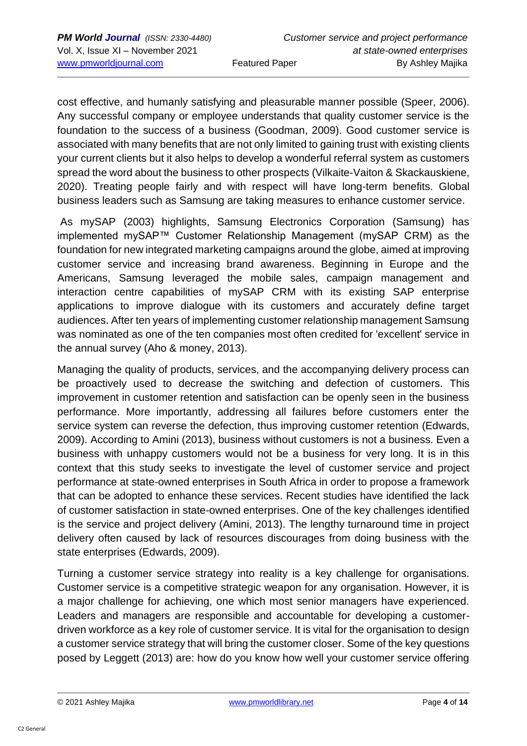cost effective, and humanly satisfying and pleasurable manner possible (Speer, 2006). Any successful company or employee understands that quality customer service is the foundation to the success of a business (Goodman, 2009). Good customer service is associated with many benefits that are not only limited to gaining trust with existing clients your current clients but it also helps to develop a wonderful referral system as customers spread the word about the business to other prospects (Vilkaite-Vaiton & Skackauskiene, 2020). Treating people fairly and with respect will have long-term benefits. Global business leaders such as Samsung are taking measures to enhance customer service.

As mySAP (2003) highlights, Samsung Electronics Corporation (Samsung) has implemented mySAP™ Customer Relationship Management (mySAP CRM) as the foundation for new integrated marketing campaigns around the globe, aimed at improving customer service and increasing brand awareness. Beginning in Europe and the Americans, Samsung leveraged the mobile sales, campaign management and interaction centre capabilities of mySAP CRM with its existing SAP enterprise applications to improve dialogue with its customers and accurately define target audiences. After ten years of implementing customer relationship management Samsung was nominated as one of the ten companies most often credited for 'excellent' service in the annual survey (Aho & money, 2013).

Managing the quality of products, services, and the accompanying delivery process can be proactively used to decrease the switching and defection of customers. This improvement in customer retention and satisfaction can be openly seen in the business performance. More importantly, addressing all failures before customers enter the service system can reverse the defection, thus improving customer retention (Edwards, 2009). According to Amini (2013), business without customers is not a business. Even a business with unhappy customers would not be a business for very long. It is in this context that this study seeks to investigate the level of customer service and project performance at state-owned enterprises in South Africa in order to propose a framework that can be adopted to enhance these services. Recent studies have identified the lack of customer satisfaction in state-owned enterprises. One of the key challenges identified is the service and project delivery (Amini, 2013). The lengthy turnaround time in project delivery often caused by lack of resources discourages from doing business with the state enterprises (Edwards, 2009).

Turning a customer service strategy into reality is a key challenge for organisations. Customer service is a competitive strategic weapon for any organisation. However, it is a major challenge for achieving, one which most senior managers have experienced. Leaders and managers are responsible and accountable for developing a customer-driven workforce as a key role of customer service. It is vital for the organisation to design a customer service strategy that will bring the customer closer. Some of the key questions posed by Leggett (2013) are: how do you know how well your customer service offering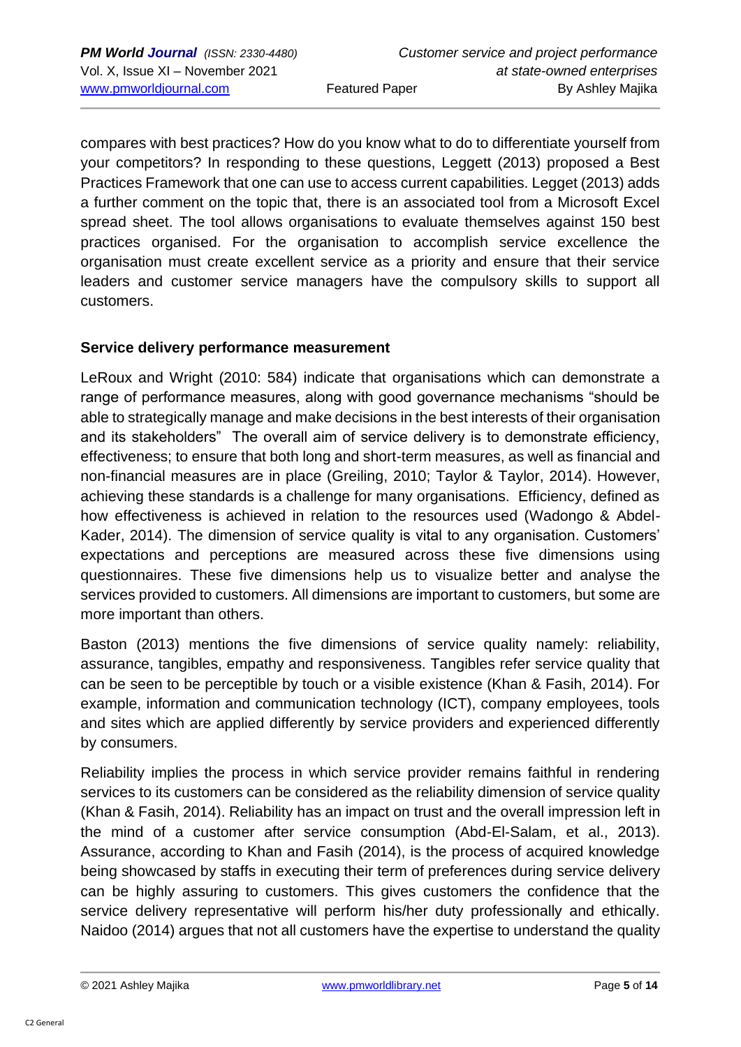compares with best practices? How do you know what to do to differentiate yourself from your competitors? In responding to these questions, Leggett (2013) proposed a Best Practices Framework that one can use to access current capabilities. Legget (2013) adds a further comment on the topic that, there is an associated tool from a Microsoft Excel spread sheet. The tool allows organisations to evaluate themselves against 150 best practices organised. For the organisation to accomplish service excellence the organisation must create excellent service as a priority and ensure that their service leaders and customer service managers have the compulsory skills to support all customers.

## Service delivery performance measurement

LeRoux and Wright (2010: 584) indicate that organisations which can demonstrate a range of performance measures, along with good governance mechanisms "should be able to strategically manage and make decisions in the best interests of their organisation and its stakeholders" The overall aim of service delivery is to demonstrate efficiency, effectiveness; to ensure that both long and short-term measures, as well as financial and non-financial measures are in place (Greiling, 2010; Taylor & Taylor, 2014). However, achieving these standards is a challenge for many organisations. Efficiency, defined as how effectiveness is achieved in relation to the resources used (Wadongo & Abdel-Kader, 2014). The dimension of service quality is vital to any organisation. Customers' expectations and perceptions are measured across these five dimensions using questionnaires. These five dimensions help us to visualize better and analyse the services provided to customers. All dimensions are important to customers, but some are more important than others.

Baston (2013) mentions the five dimensions of service quality namely: reliability, assurance, tangibles, empathy and responsiveness. Tangibles refer service quality that can be seen to be perceptible by touch or a visible existence (Khan & Fasih, 2014). For example, information and communication technology (ICT), company employees, tools and sites which are applied differently by service providers and experienced differently by consumers.

Reliability implies the process in which service provider remains faithful in rendering services to its customers can be considered as the reliability dimension of service quality (Khan & Fasih, 2014). Reliability has an impact on trust and the overall impression left in the mind of a customer after service consumption (Abd-El-Salam, et al., 2013). Assurance, according to Khan and Fasih (2014), is the process of acquired knowledge being showcased by staffs in executing their term of preferences during service delivery can be highly assuring to customers. This gives customers the confidence that the service delivery representative will perform his/her duty professionally and ethically. Naidoo (2014) argues that not all customers have the expertise to understand the quality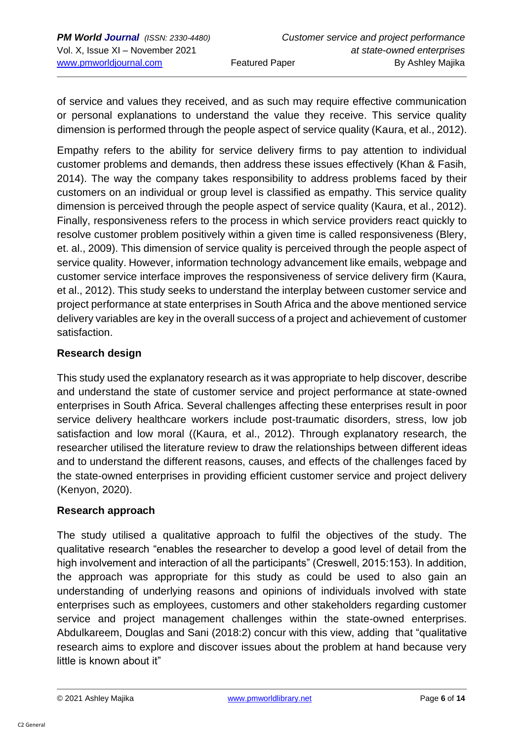of service and values they received, and as such may require effective communication or personal explanations to understand the value they receive. This service quality dimension is performed through the people aspect of service quality (Kaura, et al., 2012).

Empathy refers to the ability for service delivery firms to pay attention to individual customer problems and demands, then address these issues effectively (Khan & Fasih, 2014). The way the company takes responsibility to address problems faced by their customers on an individual or group level is classified as empathy. This service quality dimension is perceived through the people aspect of service quality (Kaura, et al., 2012). Finally, responsiveness refers to the process in which service providers react quickly to resolve customer problem positively within a given time is called responsiveness (Blery, et. al., 2009). This dimension of service quality is perceived through the people aspect of service quality. However, information technology advancement like emails, webpage and customer service interface improves the responsiveness of service delivery firm (Kaura, et al., 2012). This study seeks to understand the interplay between customer service and project performance at state enterprises in South Africa and the above mentioned service delivery variables are key in the overall success of a project and achievement of customer satisfaction.

**Research design**

This study used the explanatory research as it was appropriate to help discover, describe and understand the state of customer service and project performance at state-owned enterprises in South Africa. Several challenges affecting these enterprises result in poor service delivery healthcare workers include post-traumatic disorders, stress, low job satisfaction and low moral ((Kaura, et al., 2012). Through explanatory research, the researcher utilised the literature review to draw the relationships between different ideas and to understand the different reasons, causes, and effects of the challenges faced by the state-owned enterprises in providing efficient customer service and project delivery (Kenyon, 2020).

**Research approach**

The study utilised a qualitative approach to fulfil the objectives of the study. The qualitative research "enables the researcher to develop a good level of detail from the high involvement and interaction of all the participants" (Creswell, 2015:153). In addition, the approach was appropriate for this study as could be used to also gain an understanding of underlying reasons and opinions of individuals involved with state enterprises such as employees, customers and other stakeholders regarding customer service and project management challenges within the state-owned enterprises. Abdulkareem, Douglas and Sani (2018:2) concur with this view, adding that "qualitative research aims to explore and discover issues about the problem at hand because very little is known about it"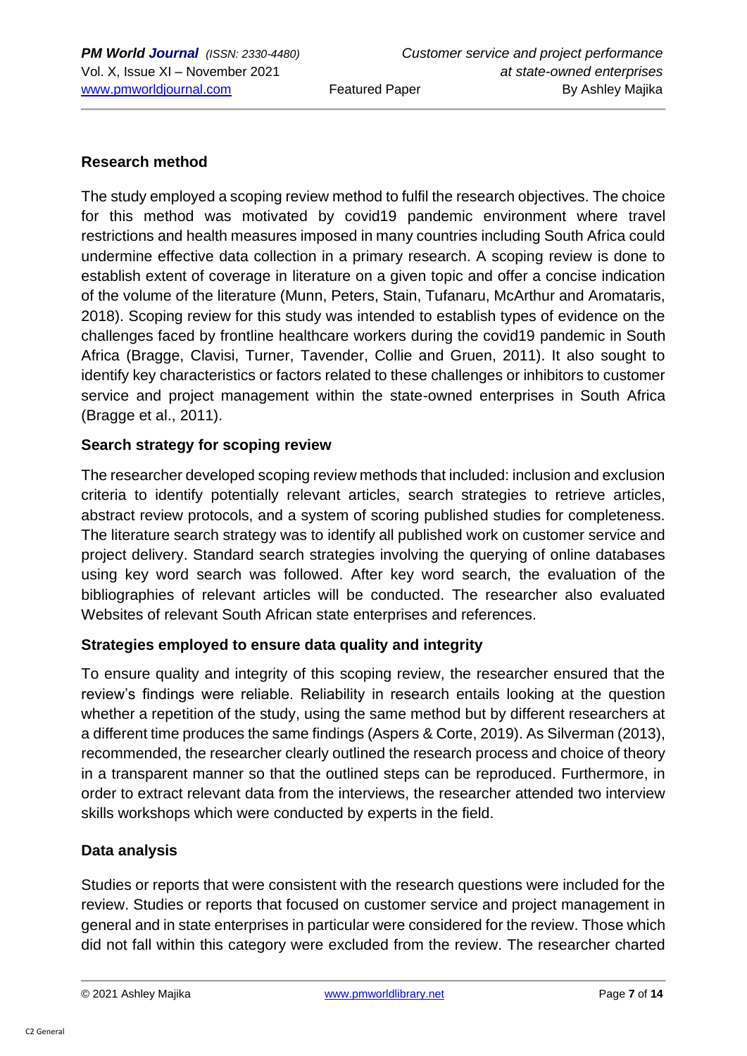**Research method**

The study employed a scoping review method to fulfil the research objectives. The choice for this method was motivated by covid19 pandemic environment where travel restrictions and health measures imposed in many countries including South Africa could undermine effective data collection in a primary research. A scoping review is done to establish extent of coverage in literature on a given topic and offer a concise indication of the volume of the literature (Munn, Peters, Stain, Tufanaru, McArthur and Aromataris, 2018). Scoping review for this study was intended to establish types of evidence on the challenges faced by frontline healthcare workers during the covid19 pandemic in South Africa (Bragge, Clavisi, Turner, Tavender, Collie and Gruen, 2011). It also sought to identify key characteristics or factors related to these challenges or inhibitors to customer service and project management within the state-owned enterprises in South Africa (Bragge et al., 2011).

**Search strategy for scoping review**

The researcher developed scoping review methods that included: inclusion and exclusion criteria to identify potentially relevant articles, search strategies to retrieve articles, abstract review protocols, and a system of scoring published studies for completeness. The literature search strategy was to identify all published work on customer service and project delivery. Standard search strategies involving the querying of online databases using key word search was followed. After key word search, the evaluation of the bibliographies of relevant articles will be conducted. The researcher also evaluated Websites of relevant South African state enterprises and references.

**Strategies employed to ensure data quality and integrity**

To ensure quality and integrity of this scoping review, the researcher ensured that the review's findings were reliable. Reliability in research entails looking at the question whether a repetition of the study, using the same method but by different researchers at a different time produces the same findings (Aspers & Corte, 2019). As Silverman (2013), recommended, the researcher clearly outlined the research process and choice of theory in a transparent manner so that the outlined steps can be reproduced. Furthermore, in order to extract relevant data from the interviews, the researcher attended two interview skills workshops which were conducted by experts in the field.

**Data analysis**

Studies or reports that were consistent with the research questions were included for the review. Studies or reports that focused on customer service and project management in general and in state enterprises in particular were considered for the review. Those which did not fall within this category were excluded from the review. The researcher charted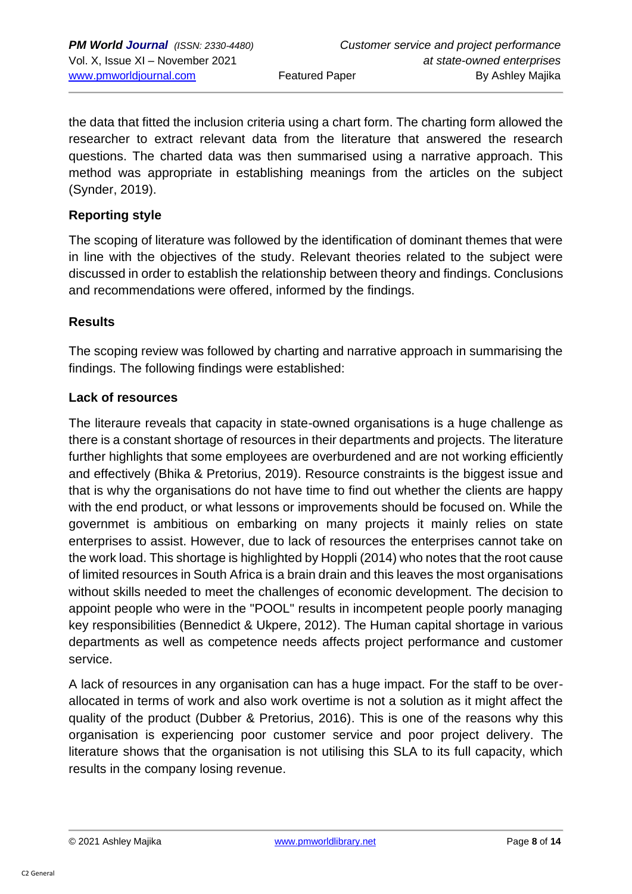the data that fitted the inclusion criteria using a chart form. The charting form allowed the researcher to extract relevant data from the literature that answered the research questions. The charted data was then summarised using a narrative approach. This method was appropriate in establishing meanings from the articles on the subject (Synder, 2019).

### Reporting style

The scoping of literature was followed by the identification of dominant themes that were in line with the objectives of the study. Relevant theories related to the subject were discussed in order to establish the relationship between theory and findings. Conclusions and recommendations were offered, informed by the findings.

### Results

The scoping review was followed by charting and narrative approach in summarising the findings. The following findings were established:

### Lack of resources

The literaure reveals that capacity in state-owned organisations is a huge challenge as there is a constant shortage of resources in their departments and projects. The literature further highlights that some employees are overburdened and are not working efficiently and effectively (Bhika & Pretorius, 2019). Resource constraints is the biggest issue and that is why the organisations do not have time to find out whether the clients are happy with the end product, or what lessons or improvements should be focused on. While the governmet is ambitious on embarking on many projects it mainly relies on state enterprises to assist. However, due to lack of resources the enterprises cannot take on the work load. This shortage is highlighted by Hoppli (2014) who notes that the root cause of limited resources in South Africa is a brain drain and this leaves the most organisations without skills needed to meet the challenges of economic development. The decision to appoint people who were in the "POOL" results in incompetent people poorly managing key responsibilities (Bennedict & Ukpere, 2012). The Human capital shortage in various departments as well as competence needs affects project performance and customer service.

A lack of resources in any organisation can has a huge impact. For the staff to be over-allocated in terms of work and also work overtime is not a solution as it might affect the quality of the product (Dubber & Pretorius, 2016). This is one of the reasons why this organisation is experiencing poor customer service and poor project delivery. The literature shows that the organisation is not utilising this SLA to its full capacity, which results in the company losing revenue.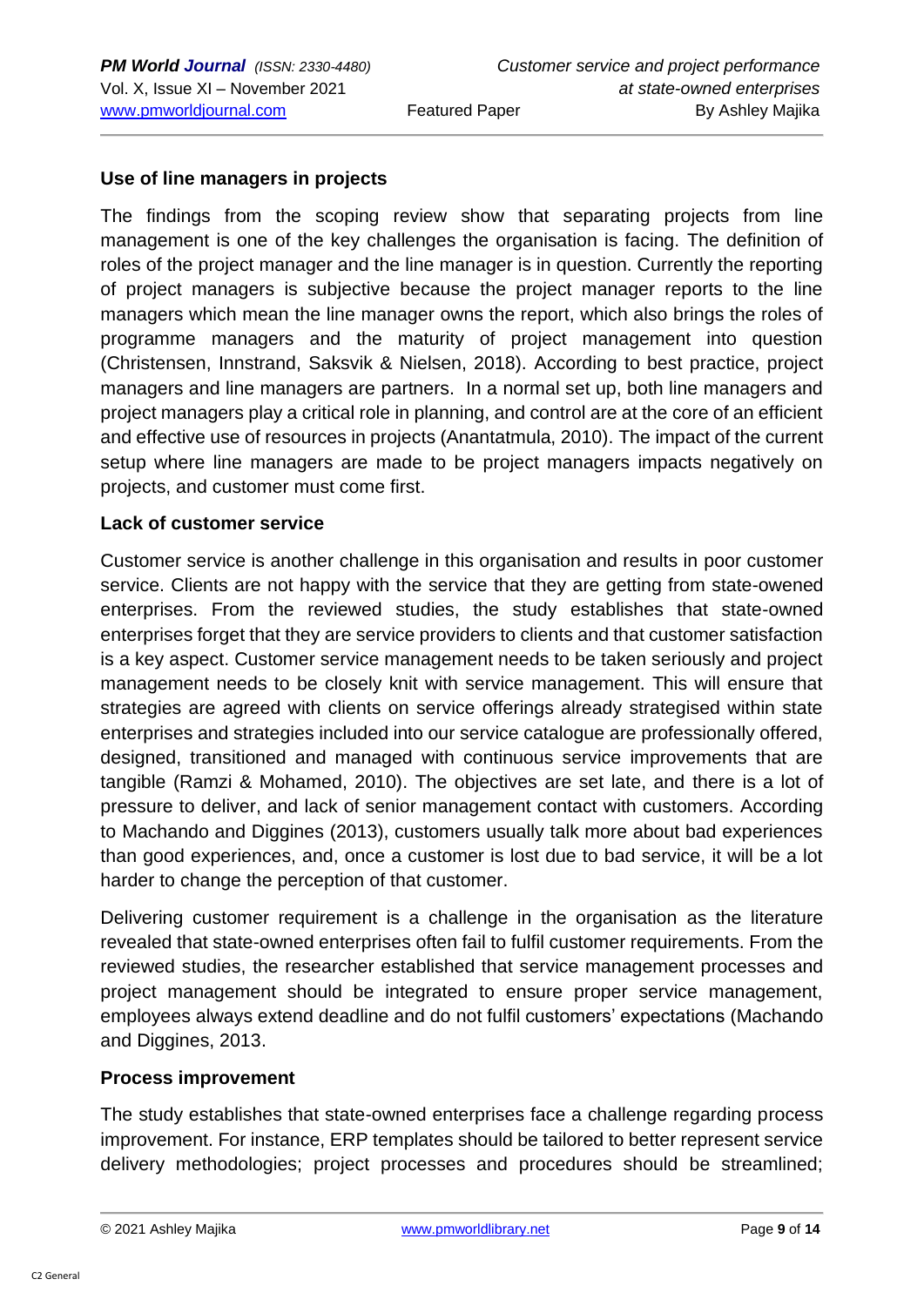**Use of line managers in projects**

The findings from the scoping review show that separating projects from line management is one of the key challenges the organisation is facing. The definition of roles of the project manager and the line manager is in question. Currently the reporting of project managers is subjective because the project manager reports to the line managers which mean the line manager owns the report, which also brings the roles of programme managers and the maturity of project management into question (Christensen, Innstrand, Saksvik & Nielsen, 2018). According to best practice, project managers and line managers are partners. In a normal set up, both line managers and project managers play a critical role in planning, and control are at the core of an efficient and effective use of resources in projects (Anantatmula, 2010). The impact of the current setup where line managers are made to be project managers impacts negatively on projects, and customer must come first.

**Lack of customer service**

Customer service is another challenge in this organisation and results in poor customer service. Clients are not happy with the service that they are getting from state-owened enterprises. From the reviewed studies, the study establishes that state-owned enterprises forget that they are service providers to clients and that customer satisfaction is a key aspect. Customer service management needs to be taken seriously and project management needs to be closely knit with service management. This will ensure that strategies are agreed with clients on service offerings already strategised within state enterprises and strategies included into our service catalogue are professionally offered, designed, transitioned and managed with continuous service improvements that are tangible (Ramzi & Mohamed, 2010). The objectives are set late, and there is a lot of pressure to deliver, and lack of senior management contact with customers. According to Machando and Diggines (2013), customers usually talk more about bad experiences than good experiences, and, once a customer is lost due to bad service, it will be a lot harder to change the perception of that customer.

Delivering customer requirement is a challenge in the organisation as the literature revealed that state-owned enterprises often fail to fulfil customer requirements. From the reviewed studies, the researcher established that service management processes and project management should be integrated to ensure proper service management, employees always extend deadline and do not fulfil customers' expectations (Machando and Diggines, 2013.

**Process improvement**

The study establishes that state-owned enterprises face a challenge regarding process improvement. For instance, ERP templates should be tailored to better represent service delivery methodologies; project processes and procedures should be streamlined;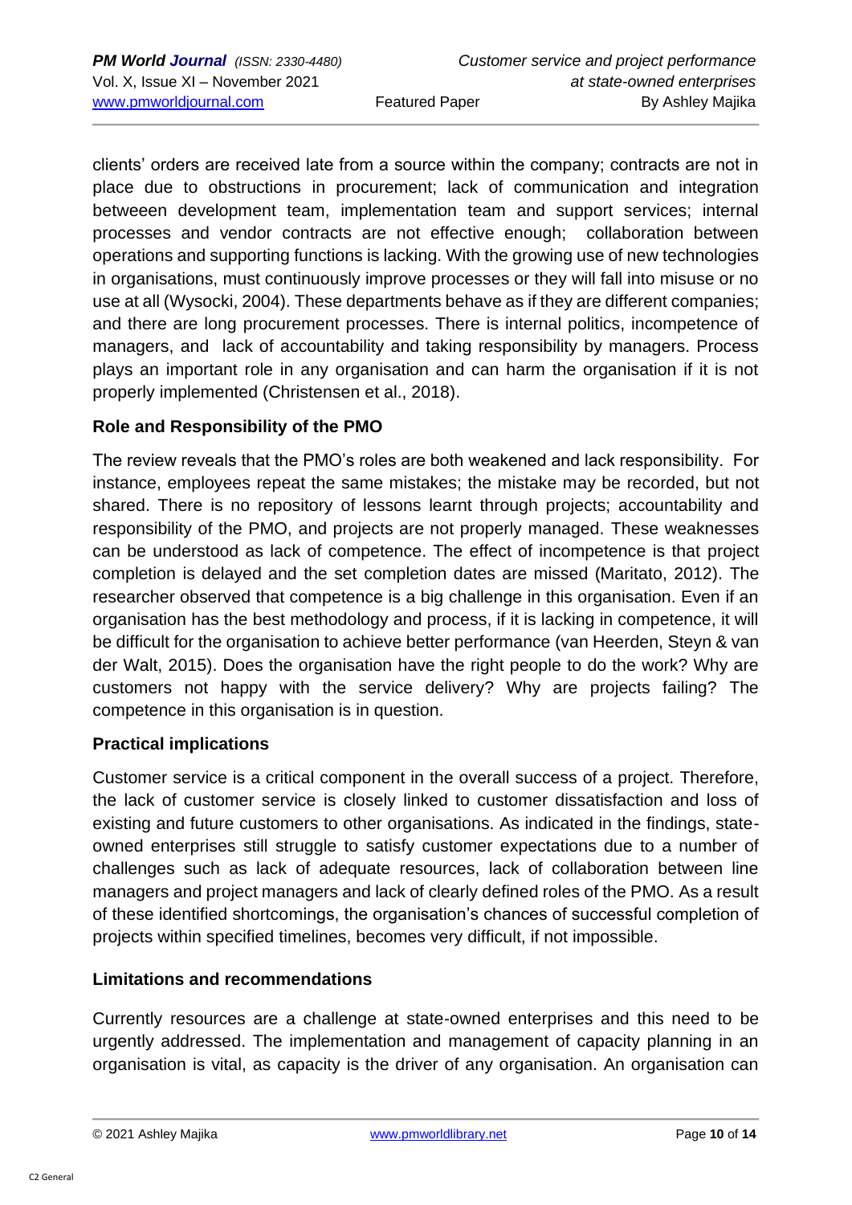clients' orders are received late from a source within the company; contracts are not in place due to obstructions in procurement; lack of communication and integration betweeen development team, implementation team and support services; internal processes and vendor contracts are not effective enough; collaboration between operations and supporting functions is lacking. With the growing use of new technologies in organisations, must continuously improve processes or they will fall into misuse or no use at all (Wysocki, 2004). These departments behave as if they are different companies; and there are long procurement processes. There is internal politics, incompetence of managers, and lack of accountability and taking responsibility by managers. Process plays an important role in any organisation and can harm the organisation if it is not properly implemented (Christensen et al., 2018).

**Role and Responsibility of the PMO**

The review reveals that the PMO's roles are both weakened and lack responsibility. For instance, employees repeat the same mistakes; the mistake may be recorded, but not shared. There is no repository of lessons learnt through projects; accountability and responsibility of the PMO, and projects are not properly managed. These weaknesses can be understood as lack of competence. The effect of incompetence is that project completion is delayed and the set completion dates are missed (Maritato, 2012). The researcher observed that competence is a big challenge in this organisation. Even if an organisation has the best methodology and process, if it is lacking in competence, it will be difficult for the organisation to achieve better performance (van Heerden, Steyn & van der Walt, 2015). Does the organisation have the right people to do the work? Why are customers not happy with the service delivery? Why are projects failing? The competence in this organisation is in question.

**Practical implications**

Customer service is a critical component in the overall success of a project. Therefore, the lack of customer service is closely linked to customer dissatisfaction and loss of existing and future customers to other organisations. As indicated in the findings, state-owned enterprises still struggle to satisfy customer expectations due to a number of challenges such as lack of adequate resources, lack of collaboration between line managers and project managers and lack of clearly defined roles of the PMO. As a result of these identified shortcomings, the organisation's chances of successful completion of projects within specified timelines, becomes very difficult, if not impossible.

**Limitations and recommendations**

Currently resources are a challenge at state-owned enterprises and this need to be urgently addressed. The implementation and management of capacity planning in an organisation is vital, as capacity is the driver of any organisation. An organisation can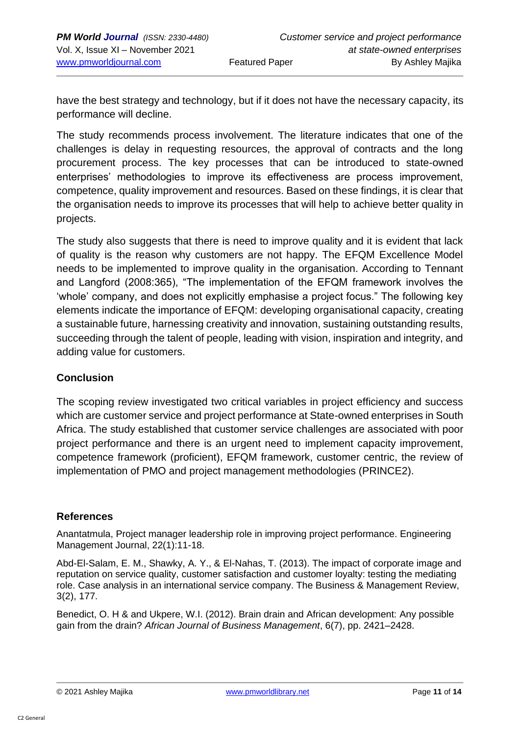have the best strategy and technology, but if it does not have the necessary capacity, its performance will decline.

The study recommends process involvement. The literature indicates that one of the challenges is delay in requesting resources, the approval of contracts and the long procurement process. The key processes that can be introduced to state-owned enterprises' methodologies to improve its effectiveness are process improvement, competence, quality improvement and resources. Based on these findings, it is clear that the organisation needs to improve its processes that will help to achieve better quality in projects.

The study also suggests that there is need to improve quality and it is evident that lack of quality is the reason why customers are not happy. The EFQM Excellence Model needs to be implemented to improve quality in the organisation. According to Tennant and Langford (2008:365), "The implementation of the EFQM framework involves the 'whole' company, and does not explicitly emphasise a project focus." The following key elements indicate the importance of EFQM: developing organisational capacity, creating a sustainable future, harnessing creativity and innovation, sustaining outstanding results, succeeding through the talent of people, leading with vision, inspiration and integrity, and adding value for customers.

## Conclusion

The scoping review investigated two critical variables in project efficiency and success which are customer service and project performance at State-owned enterprises in South Africa. The study established that customer service challenges are associated with poor project performance and there is an urgent need to implement capacity improvement, competence framework (proficient), EFQM framework, customer centric, the review of implementation of PMO and project management methodologies (PRINCE2).

## References

Anantatmula, Project manager leadership role in improving project performance. Engineering Management Journal, 22(1):11-18.

Abd-El-Salam, E. M., Shawky, A. Y., & El-Nahas, T. (2013). The impact of corporate image and reputation on service quality, customer satisfaction and customer loyalty: testing the mediating role. Case analysis in an international service company. The Business & Management Review, 3(2), 177.

Benedict, O. H & and Ukpere, W.I. (2012). Brain drain and African development: Any possible gain from the drain? *African Journal of Business Management*, 6(7), pp. 2421–2428.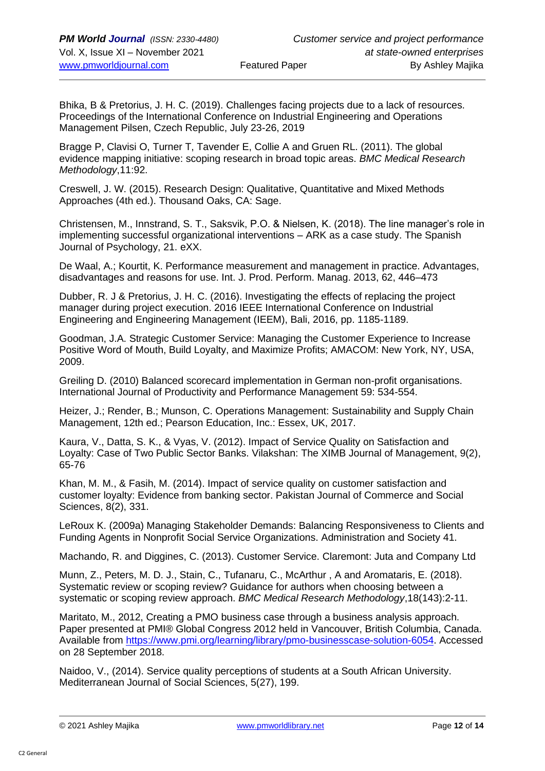Bhika, B & Pretorius, J. H. C. (2019). Challenges facing projects due to a lack of resources. Proceedings of the International Conference on Industrial Engineering and Operations Management Pilsen, Czech Republic, July 23-26, 2019

Bragge P, Clavisi O, Turner T, Tavender E, Collie A and Gruen RL. (2011). The global evidence mapping initiative: scoping research in broad topic areas. *BMC Medical Research Methodology*,11:92.

Creswell, J. W. (2015). Research Design: Qualitative, Quantitative and Mixed Methods Approaches (4th ed.). Thousand Oaks, CA: Sage.

Christensen, M., Innstrand, S. T., Saksvik, P.O. & Nielsen, K. (2018). The line manager's role in implementing successful organizational interventions – ARK as a case study. The Spanish Journal of Psychology, 21. eXX.

De Waal, A.; Kourtit, K. Performance measurement and management in practice. Advantages, disadvantages and reasons for use. Int. J. Prod. Perform. Manag. 2013, 62, 446–473

Dubber, R. J & Pretorius, J. H. C. (2016). Investigating the effects of replacing the project manager during project execution. 2016 IEEE International Conference on Industrial Engineering and Engineering Management (IEEM), Bali, 2016, pp. 1185-1189.

Goodman, J.A. Strategic Customer Service: Managing the Customer Experience to Increase Positive Word of Mouth, Build Loyalty, and Maximize Profits; AMACOM: New York, NY, USA, 2009.

Greiling D. (2010) Balanced scorecard implementation in German non-profit organisations. International Journal of Productivity and Performance Management 59: 534-554.

Heizer, J.; Render, B.; Munson, C. Operations Management: Sustainability and Supply Chain Management, 12th ed.; Pearson Education, Inc.: Essex, UK, 2017.

Kaura, V., Datta, S. K., & Vyas, V. (2012). Impact of Service Quality on Satisfaction and Loyalty: Case of Two Public Sector Banks. Vilakshan: The XIMB Journal of Management, 9(2), 65-76

Khan, M. M., & Fasih, M. (2014). Impact of service quality on customer satisfaction and customer loyalty: Evidence from banking sector. Pakistan Journal of Commerce and Social Sciences, 8(2), 331.

LeRoux K. (2009a) Managing Stakeholder Demands: Balancing Responsiveness to Clients and Funding Agents in Nonprofit Social Service Organizations. Administration and Society 41.

Machando, R. and Diggines, C. (2013). Customer Service. Claremont: Juta and Company Ltd

Munn, Z., Peters, M. D. J., Stain, C., Tufanaru, C., McArthur , A and Aromataris, E. (2018). Systematic review or scoping review? Guidance for authors when choosing between a systematic or scoping review approach. *BMC Medical Research Methodology*,18(143):2-11.

Maritato, M., 2012, Creating a PMO business case through a business analysis approach. Paper presented at PMI® Global Congress 2012 held in Vancouver, British Columbia, Canada. Available from https://www.pmi.org/learning/library/pmo-businesscase-solution-6054. Accessed on 28 September 2018.

Naidoo, V., (2014). Service quality perceptions of students at a South African University. Mediterranean Journal of Social Sciences, 5(27), 199.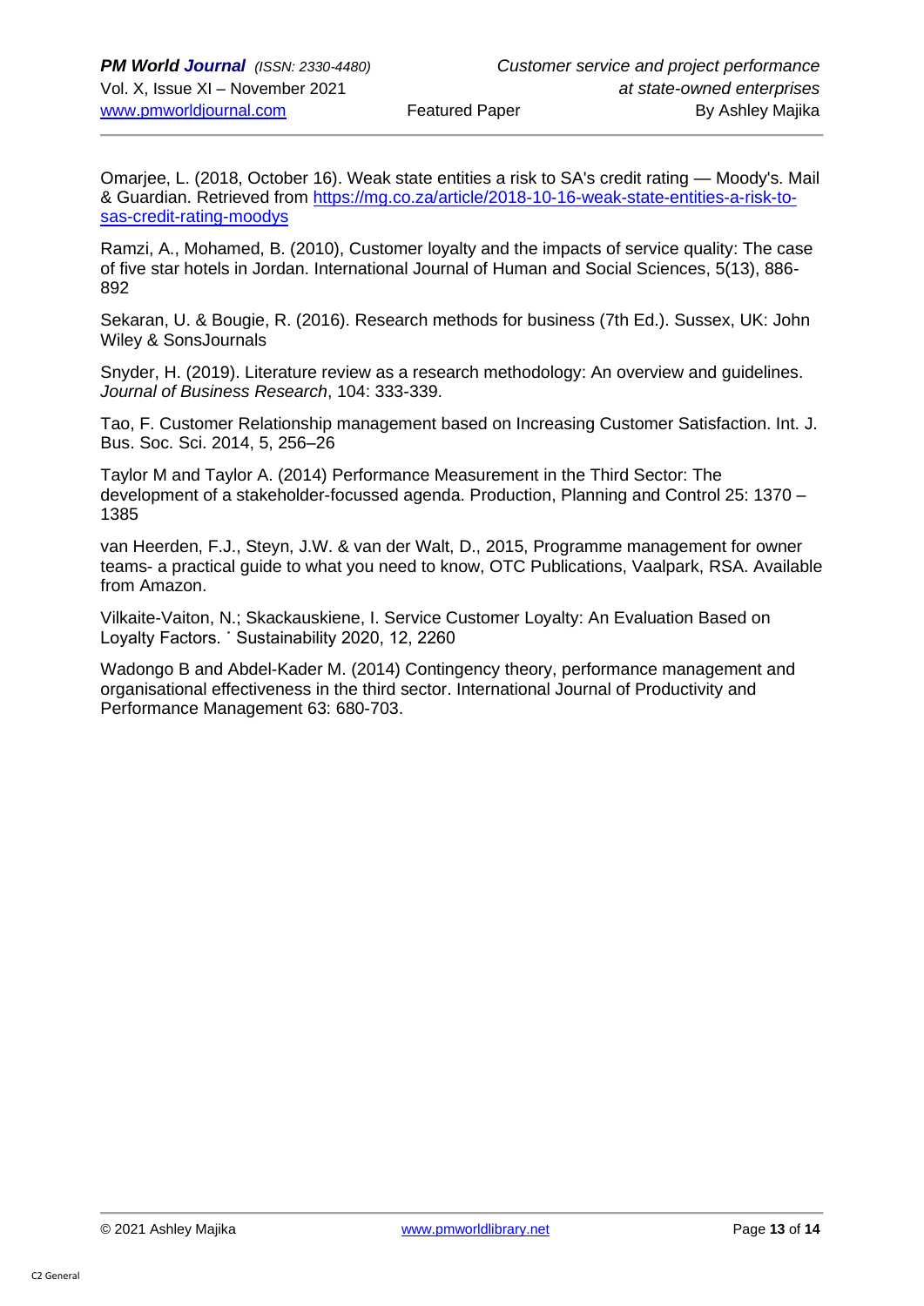Omarjee, L. (2018, October 16). Weak state entities a risk to SA's credit rating — Moody's. Mail & Guardian. Retrieved from [https://mg.co.za/article/2018-10-16-weak-state-entities-a-risk-to-sas-credit-rating-moodys](https://mg.co.za/article/2018-10-16-weak-state-entities-a-risk-to-sas-credit-rating-moodys)

Ramzi, A., Mohamed, B. (2010), Customer loyalty and the impacts of service quality: The case of five star hotels in Jordan. International Journal of Human and Social Sciences, 5(13), 886-892

Sekaran, U. & Bougie, R. (2016). Research methods for business (7th Ed.). Sussex, UK: John Wiley & SonsJournals

Snyder, H. (2019). Literature review as a research methodology: An overview and guidelines. *Journal of Business Research*, 104: 333-339.

Tao, F. Customer Relationship management based on Increasing Customer Satisfaction. Int. J. Bus. Soc. Sci. 2014, 5, 256–26

Taylor M and Taylor A. (2014) Performance Measurement in the Third Sector: The development of a stakeholder-focussed agenda. Production, Planning and Control 25: 1370 – 1385

van Heerden, F.J., Steyn, J.W. & van der Walt, D., 2015, Programme management for owner teams- a practical guide to what you need to know, OTC Publications, Vaalpark, RSA. Available from Amazon.

Vilkaite-Vaiton, N.; Skackauskiene, I. Service Customer Loyalty: An Evaluation Based on Loyalty Factors. ˙ Sustainability 2020, 12, 2260

Wadongo B and Abdel-Kader M. (2014) Contingency theory, performance management and organisational effectiveness in the third sector. International Journal of Productivity and Performance Management 63: 680-703.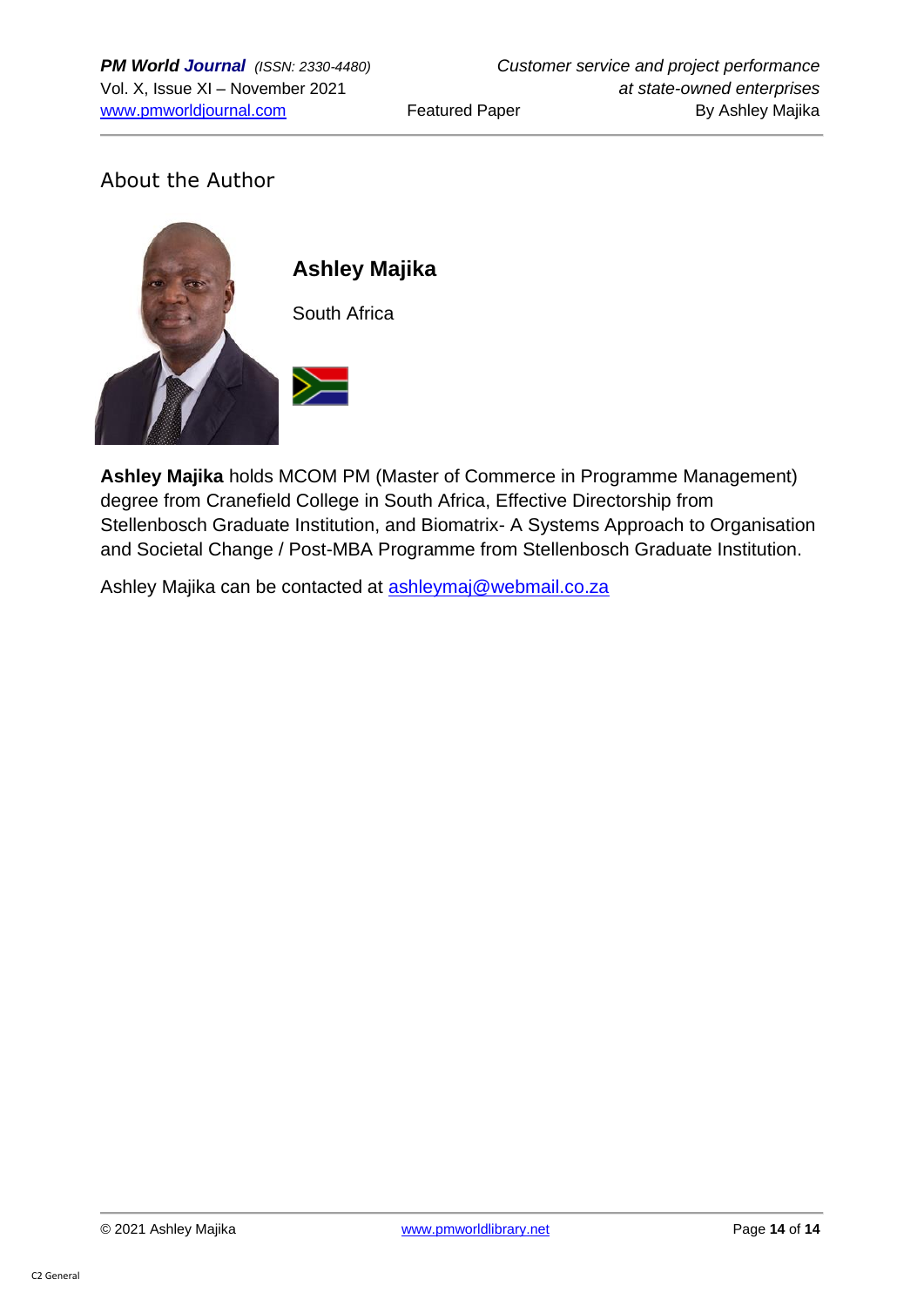## About the Author

### Ashley Majika

South Africa

**Ashley Majika** holds MCOM PM (Master of Commerce in Programme Management) degree from Cranefield College in South Africa, Effective Directorship from Stellenbosch Graduate Institution, and Biomatrix- A Systems Approach to Organisation and Societal Change / Post-MBA Programme from Stellenbosch Graduate Institution.

Ashley Majika can be contacted at ashleymaj@webmail.co.za